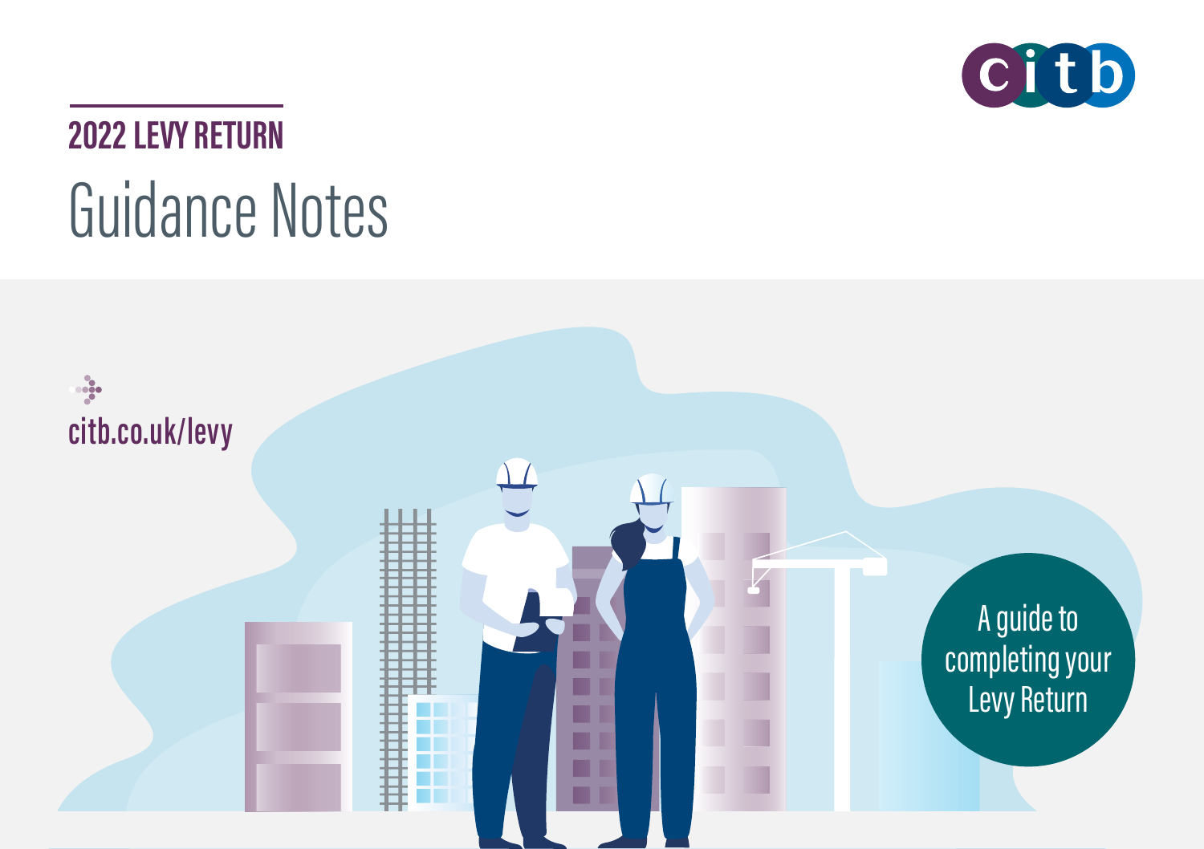citb

## 2022 LEVY RETURN

# Guidance Notes

citb.co.uk/levy

A guide to completing your Levy Return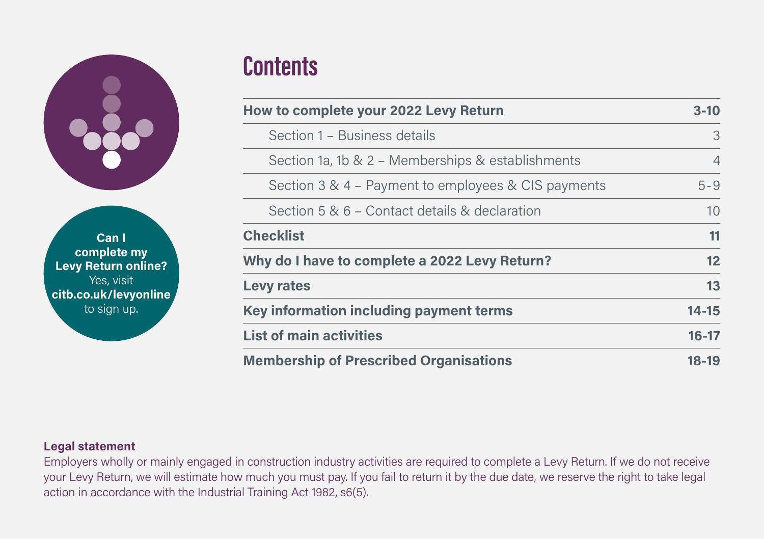**Can I complete my Levy Return online?** Yes, visit **citb.co.uk/levyonline** to sign up.

# Contents

| | |
|---|---|
| **How to complete your 2022 Levy Return** | **3-10** |
| Section 1 – Business details | 3 |
| Section 1a, 1b & 2 – Memberships & establishments | 4 |
| Section 3 & 4 – Payment to employees & CIS payments | 5-9 |
| Section 5 & 6 – Contact details & declaration | 10 |
| **Checklist** | **11** |
| **Why do I have to complete a 2022 Levy Return?** | **12** |
| **Levy rates** | **13** |
| **Key information including payment terms** | **14-15** |
| **List of main activities** | **16-17** |
| **Membership of Prescribed Organisations** | **18-19** |

**Legal statement**

Employers wholly or mainly engaged in construction industry activities are required to complete a Levy Return. If we do not receive your Levy Return, we will estimate how much you must pay. If you fail to return it by the due date, we reserve the right to take legal action in accordance with the Industrial Training Act 1982, s6(5).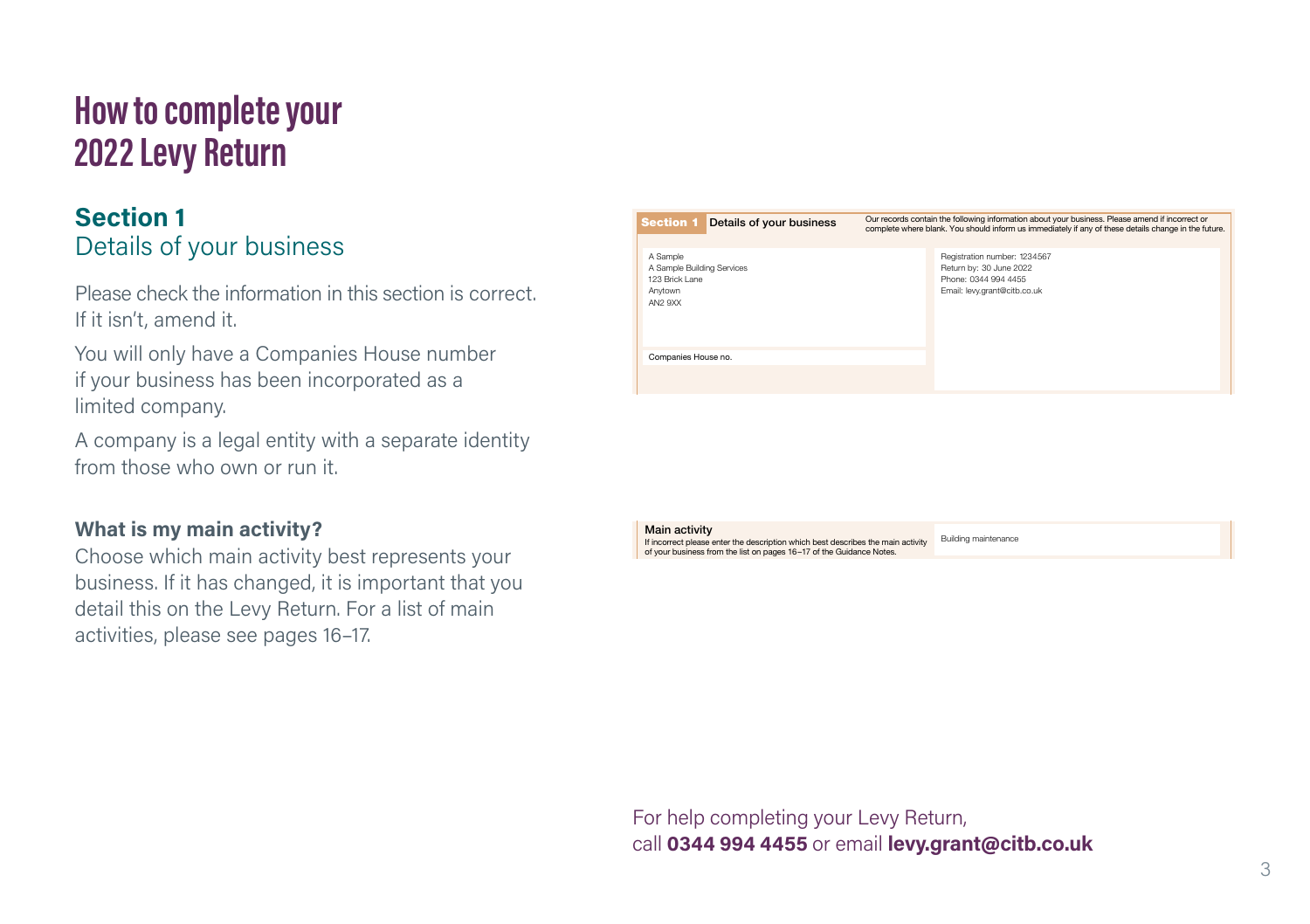# How to complete your 2022 Levy Return

## Section 1
Details of your business

Please check the information in this section is correct. If it isn't, amend it.

You will only have a Companies House number if your business has been incorporated as a limited company.

A company is a legal entity with a separate identity from those who own or run it.

| **Section 1** | **Details of your business** | Our records contain the following information about your business. Please amend if incorrect or complete where blank. You should inform us immediately if any of these details change in the future. |
|---|---|---|
| A Sample<br>A Sample Building Services<br>123 Brick Lane<br>Anytown<br>AN2 9XX | | Registration number: 1234567<br>Return by: 30 June 2022<br>Phone: 0344 994 4455<br>Email: levy.grant@citb.co.uk |
| Companies House no. | | |

### What is my main activity?

Choose which main activity best represents your business. If it has changed, it is important that you detail this on the Levy Return. For a list of main activities, please see pages 16–17.

| **Main activity**<br>If incorrect please enter the description which best describes the main activity of your business from the list on pages 16–17 of the Guidance Notes. | Building maintenance |
|---|---|

For help completing your Levy Return, call **0344 994 4455** or email **levy.grant@citb.co.uk**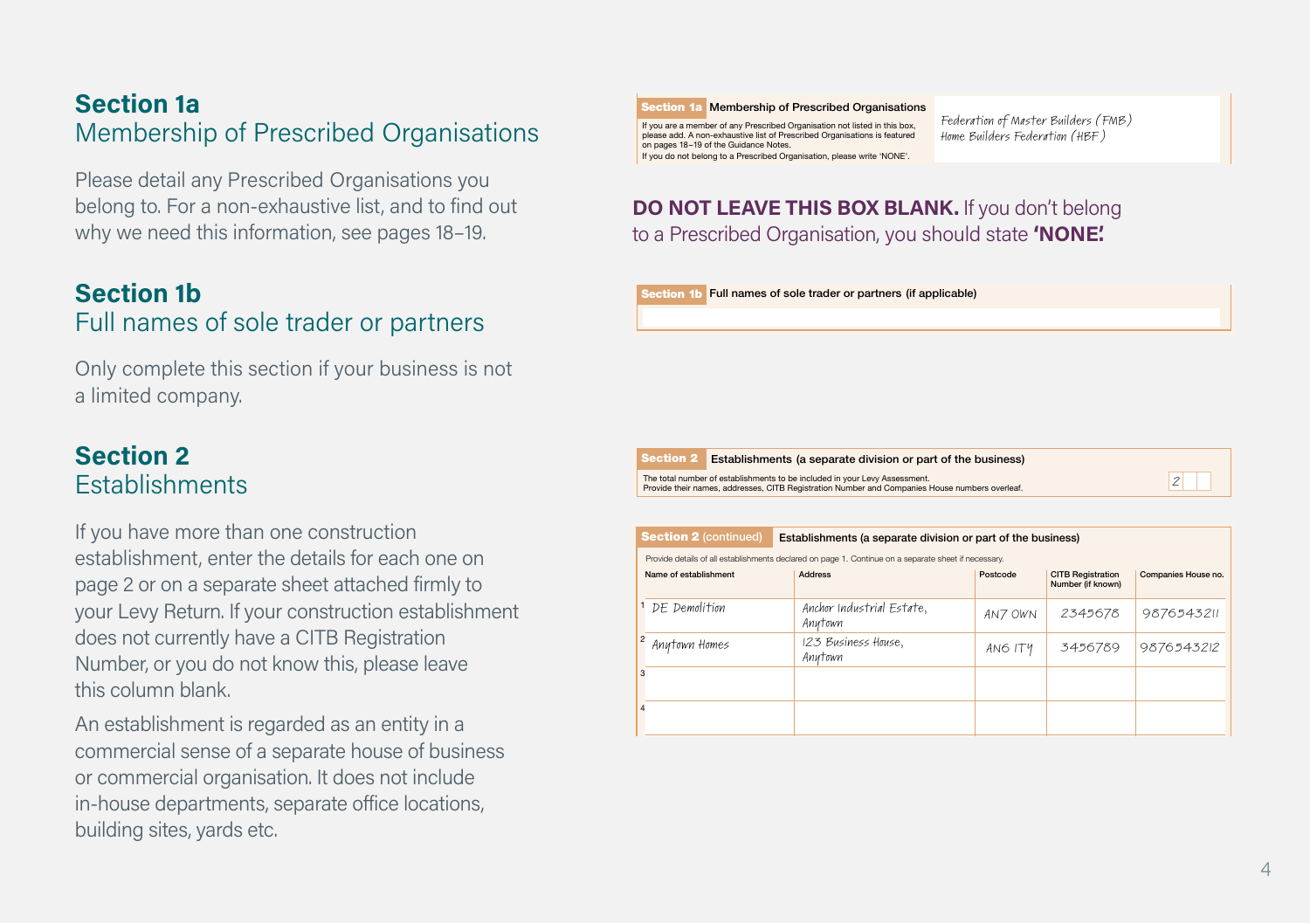## Section 1a
Membership of Prescribed Organisations

Please detail any Prescribed Organisations you belong to. For a non-exhaustive list, and to find out why we need this information, see pages 18–19.

**Section 1a** **Membership of Prescribed Organisations**

If you are a member of any Prescribed Organisation not listed in this box, please add. A non-exhaustive list of Prescribed Organisations is featured on pages 18–19 of the Guidance Notes.
If you do not belong to a Prescribed Organisation, please write 'NONE'.

*Federation of Master Builders (FMB)*
*Home Builders Federation (HBF)*

**DO NOT LEAVE THIS BOX BLANK.** If you don't belong to a Prescribed Organisation, you should state **'NONE'.**

## Section 1b
Full names of sole trader or partners

Only complete this section if your business is not a limited company.

**Section 1b** **Full names of sole trader or partners (if applicable)**

## Section 2
Establishments

If you have more than one construction establishment, enter the details for each one on page 2 or on a separate sheet attached firmly to your Levy Return. If your construction establishment does not currently have a CITB Registration Number, or you do not know this, please leave this column blank.

An establishment is regarded as an entity in a commercial sense of a separate house of business or commercial organisation. It does not include in-house departments, separate office locations, building sites, yards etc.

**Section 2** **Establishments (a separate division or part of the business)**

The total number of establishments to be included in your Levy Assessment.
Provide their names, addresses, CITB Registration Number and Companies House numbers overleaf. *2*

**Section 2** (continued) **Establishments (a separate division or part of the business)**

Provide details of all establishments declared on page 1. Continue on a separate sheet if necessary.

| | Name of establishment | Address | Postcode | CITB Registration Number (if known) | Companies House no. |
|---|---|---|---|---|---|
| 1 | DE Demolition | Anchor Industrial Estate, Anytown | AN7 0WN | 2345678 | 9876543211 |
| 2 | Anytown Homes | 123 Business House, Anytown | AN6 1TY | 3456789 | 9876543212 |
| 3 | | | | | |
| 4 | | | | | |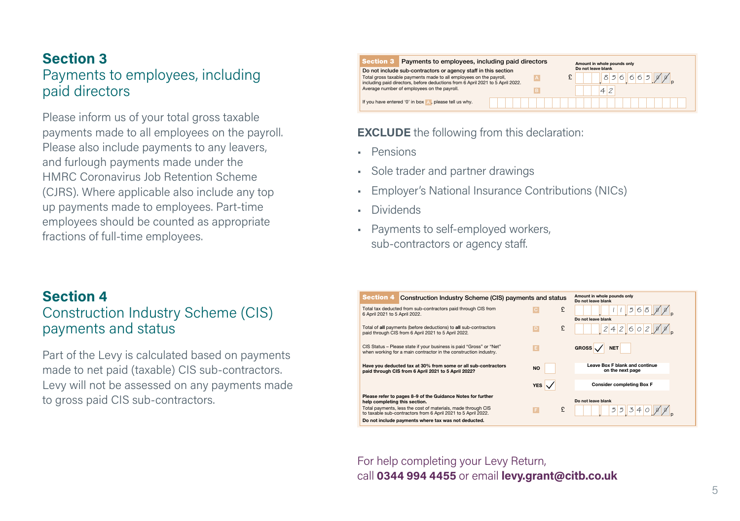## Section 3
Payments to employees, including paid directors

Please inform us of your total gross taxable payments made to all employees on the payroll. Please also include payments to any leavers, and furlough payments made under the HMRC Coronavirus Job Retention Scheme (CJRS). Where applicable also include any top up payments made to employees. Part-time employees should be counted as appropriate fractions of full-time employees.

| Section 3 | Payments to employees, including paid directors | | Amount in whole pounds only. Do not leave blank |
|---|---|---|---|
| **Do not include sub-contractors or agency staff in this section** Total gross taxable payments made to all employees on the payroll, including paid directors, before deductions from 6 April 2021 to 5 April 2022. | | A | £ 856,665.00 |
| Average number of employees on the payroll. | | B | 42 |
| If you have entered '0' in box A, please tell us why. | | | |

**EXCLUDE** the following from this declaration:

- Pensions
- Sole trader and partner drawings
- Employer's National Insurance Contributions (NICs)
- Dividends
- Payments to self-employed workers, sub-contractors or agency staff.

## Section 4
Construction Industry Scheme (CIS) payments and status

Part of the Levy is calculated based on payments made to net paid (taxable) CIS sub-contractors. Levy will not be assessed on any payments made to gross paid CIS sub-contractors.

| Section 4 | Construction Industry Scheme (CIS) payments and status | Amount in whole pounds only. Do not leave blank |
|---|---|---|
| Total tax deducted from sub-contractors paid through CIS from 6 April 2021 to 5 April 2022. | C | £ 11,568.00 |
| Total of **all** payments (before deductions) to **all** sub-contractors paid through CIS from 6 April 2021 to 5 April 2022. | D | Do not leave blank £ 242,602.00 |
| CIS Status – Please state if your business is paid "Gross" or "Net" when working for a main contractor in the construction industry. | E | GROSS ✓ NET |
| **Have you deducted tax at 30% from some or all sub-contractors paid through CIS from 6 April 2021 to 5 April 2022?** | NO | Leave Box F blank and continue on the next page |
| | YES ✓ | Consider completing Box F |
| **Please refer to pages 8-9 of the Guidance Notes for further help completing this section.** Total payments, less the cost of materials, made through CIS to taxable sub-contractors from 6 April 2021 to 5 April 2022. **Do not include payments where tax was not deducted.** | F | Do not leave blank £ 55,340.00 |

For help completing your Levy Return, call **0344 994 4455** or email **levy.grant@citb.co.uk**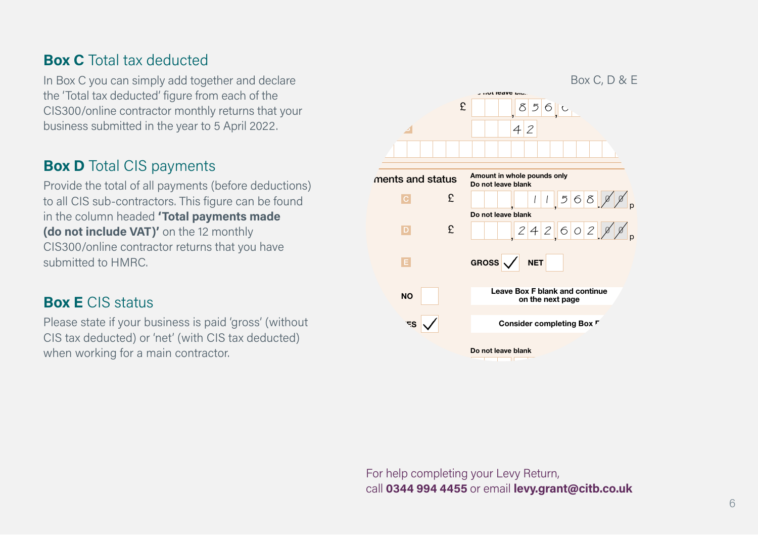## **Box C** Total tax deducted

In Box C you can simply add together and declare the 'Total tax deducted' figure from each of the CIS300/online contractor monthly returns that your business submitted in the year to 5 April 2022.

## **Box D** Total CIS payments

Provide the total of all payments (before deductions) to all CIS sub-contractors. This figure can be found in the column headed **'Total payments made (do not include VAT)'** on the 12 monthly CIS300/online contractor returns that you have submitted to HMRC.

## **Box E** CIS status

Please state if your business is paid 'gross' (without CIS tax deducted) or 'net' (with CIS tax deducted) when working for a main contractor.

Box C, D & E

For help completing your Levy Return, call **0344 994 4455** or email **levy.grant@citb.co.uk**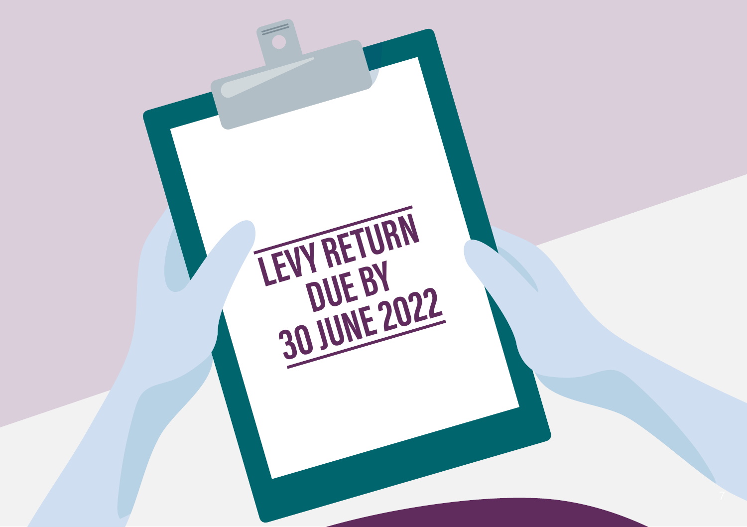LEVY RETURN DUE BY 30 JUNE 2022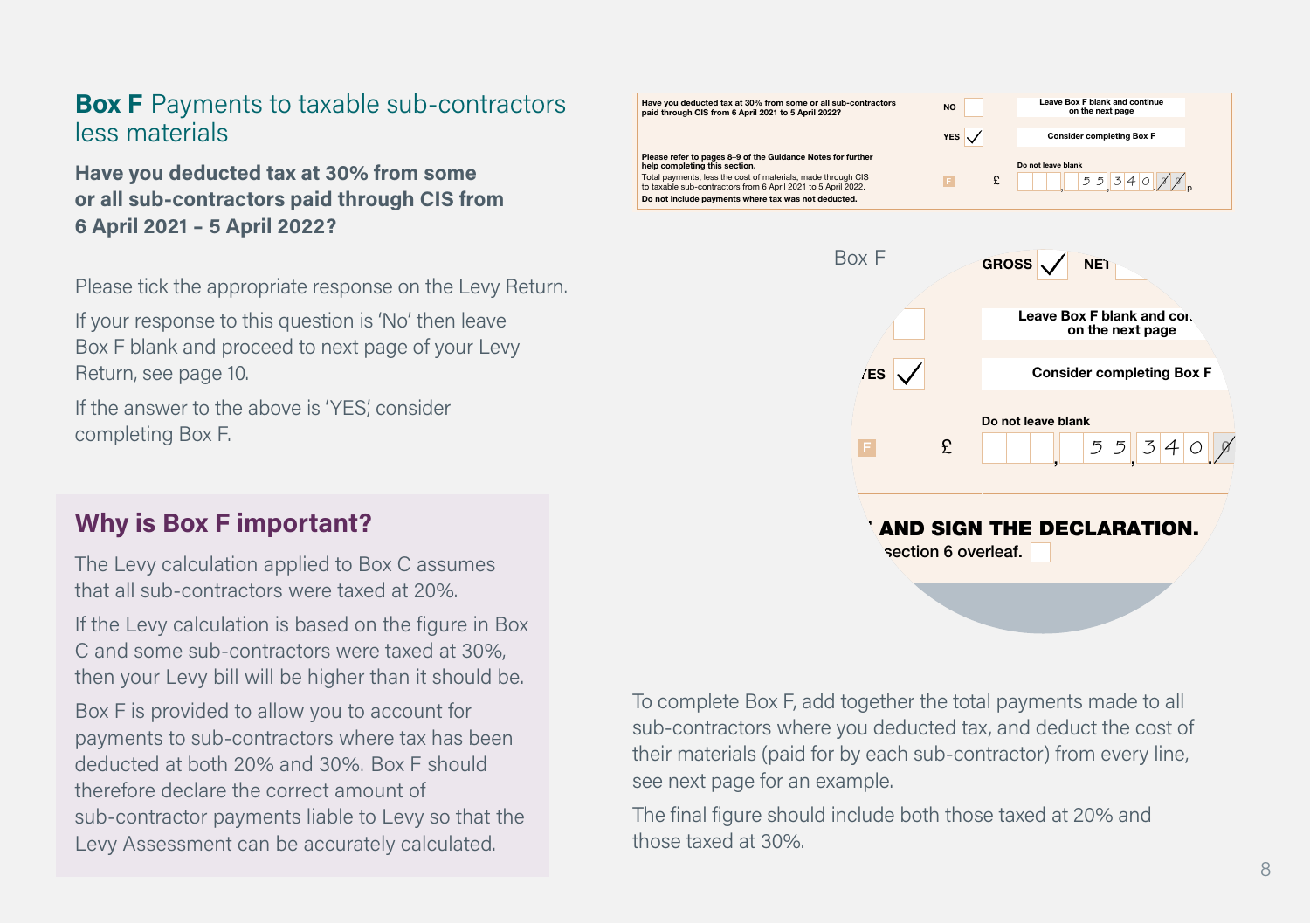## **Box F** Payments to taxable sub-contractors less materials

**Have you deducted tax at 30% from some or all sub-contractors paid through CIS from 6 April 2021 – 5 April 2022?**

Please tick the appropriate response on the Levy Return.

If your response to this question is 'No' then leave Box F blank and proceed to next page of your Levy Return, see page 10.

If the answer to the above is 'YES', consider completing Box F.

### Why is Box F important?

The Levy calculation applied to Box C assumes that all sub-contractors were taxed at 20%.

If the Levy calculation is based on the figure in Box C and some sub-contractors were taxed at 30%, then your Levy bill will be higher than it should be.

Box F is provided to allow you to account for payments to sub-contractors where tax has been deducted at both 20% and 30%. Box F should therefore declare the correct amount of sub-contractor payments liable to Levy so that the Levy Assessment can be accurately calculated.

**Have you deducted tax at 30% from some or all sub-contractors paid through CIS from 6 April 2021 to 5 April 2022?**

NO ☐ — Leave Box F blank and continue on the next page

YES ☑ — Consider completing Box F

**Please refer to pages 8-9 of the Guidance Notes for further help completing this section.**

Total payments, less the cost of materials, made through CIS to taxable sub-contractors from 6 April 2021 to 5 April 2022.

**Do not include payments where tax was not deducted.**

F — Do not leave blank — £ 55,340.00 p

Box F

GROSS ☑ NET

Leave Box F blank and continue on the next page

YES ☑ — Consider completing Box F

Do not leave blank

F £ 55,340.0

AND SIGN THE DECLARATION.

section 6 overleaf. ☐

To complete Box F, add together the total payments made to all sub-contractors where you deducted tax, and deduct the cost of their materials (paid for by each sub-contractor) from every line, see next page for an example.

The final figure should include both those taxed at 20% and those taxed at 30%.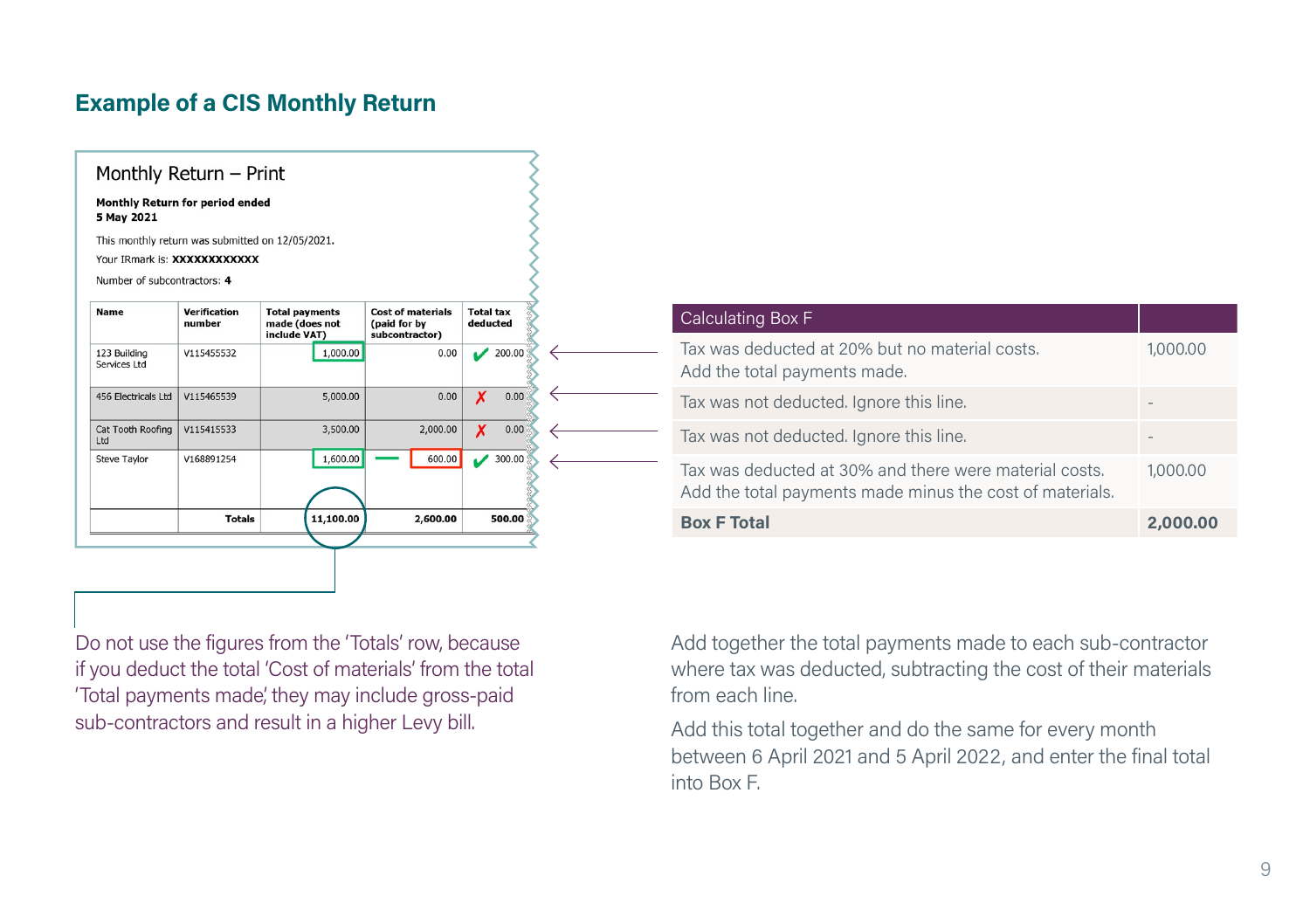## Example of a CIS Monthly Return

Monthly Return – Print

**Monthly Return for period ended**
**5 May 2021**

This monthly return was submitted on 12/05/2021.

Your IRmark is: **XXXXXXXXXXXX**

Number of subcontractors: **4**

| Name | Verification number | Total payments made (does not include VAT) | Cost of materials (paid for by subcontractor) | Total tax deducted |
|---|---|---|---|---|
| 123 Building Services Ltd | V115455532 | 1,000.00 | 0.00 | ✔ 200.00 |
| 456 Electricals Ltd | V115465539 | 5,000.00 | 0.00 | ✗ 0.00 |
| Cat Tooth Roofing Ltd | V115415533 | 3,500.00 | 2,000.00 | ✗ 0.00 |
| Steve Taylor | V168891254 | 1,600.00 | − 600.00 | ✔ 300.00 |
| | **Totals** | **11,100.00** | **2,600.00** | **500.00** |

Do not use the figures from the 'Totals' row, because if you deduct the total 'Cost of materials' from the total 'Total payments made,' they may include gross-paid sub-contractors and result in a higher Levy bill.

| Calculating Box F | |
|---|---|
| Tax was deducted at 20% but no material costs. Add the total payments made. | 1,000.00 |
| Tax was not deducted. Ignore this line. | - |
| Tax was not deducted. Ignore this line. | - |
| Tax was deducted at 30% and there were material costs. Add the total payments made minus the cost of materials. | 1,000.00 |
| **Box F Total** | **2,000.00** |

Add together the total payments made to each sub-contractor where tax was deducted, subtracting the cost of their materials from each line.

Add this total together and do the same for every month between 6 April 2021 and 5 April 2022, and enter the final total into Box F.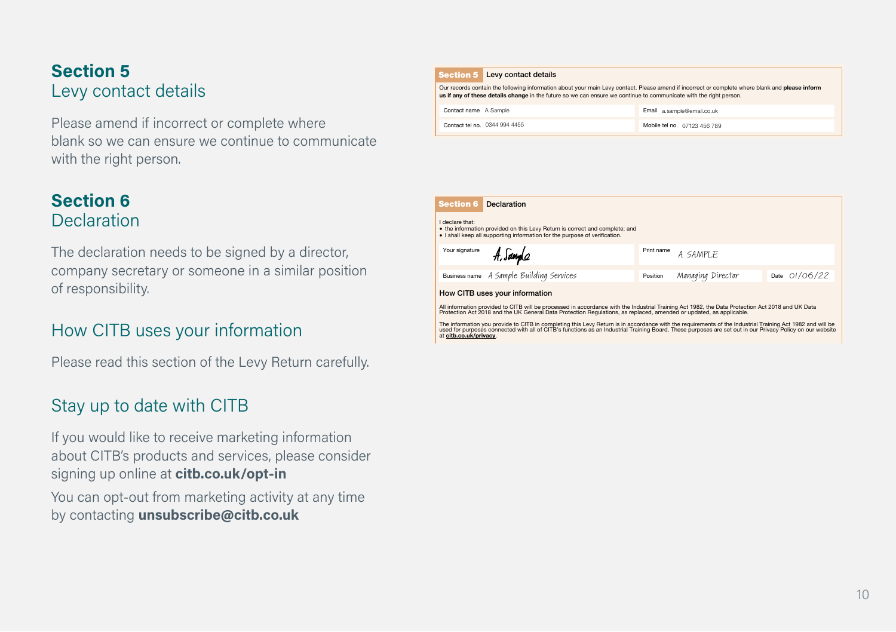## Section 5
### Levy contact details

Please amend if incorrect or complete where blank so we can ensure we continue to communicate with the right person.

**Section 5** Levy contact details

Our records contain the following information about your main Levy contact. Please amend if incorrect or complete where blank and **please inform us if any of these details change** in the future so we can ensure we continue to communicate with the right person.

| | |
|---|---|
| Contact name A Sample | Email a.sample@email.co.uk |
| Contact tel no. 0344 994 4455 | Mobile tel no. 07123 456 789 |

## Section 6
### Declaration

The declaration needs to be signed by a director, company secretary or someone in a similar position of responsibility.

### How CITB uses your information

Please read this section of the Levy Return carefully.

### Stay up to date with CITB

If you would like to receive marketing information about CITB's products and services, please consider signing up online at **citb.co.uk/opt-in**

You can opt-out from marketing activity at any time by contacting **unsubscribe@citb.co.uk**

**Section 6** Declaration

I declare that:
- the information provided on this Levy Return is correct and complete; and
- I shall keep all supporting information for the purpose of verification.

| | | |
|---|---|---|
| Your signature A. Sample | Print name A SAMPLE | |
| Business name A Sample Building Services | Position Managing Director | Date 01/06/22 |

**How CITB uses your information**

All information provided to CITB will be processed in accordance with the Industrial Training Act 1982, the Data Protection Act 2018 and UK Data Protection Act 2018 and the UK General Data Protection Regulations, as replaced, amended or updated, as applicable.

The information you provide to CITB in completing this Levy Return is in accordance with the requirements of the Industrial Training Act 1982 and will be used for purposes connected with all of CITB's functions as an Industrial Training Board. These purposes are set out in our Privacy Policy on our website at **citb.co.uk/privacy**.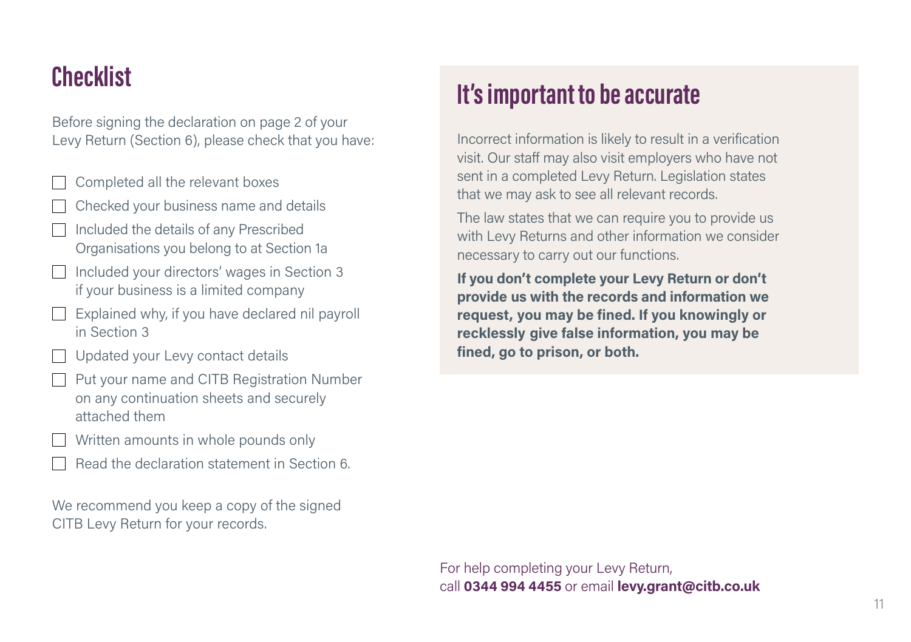## Checklist

Before signing the declaration on page 2 of your Levy Return (Section 6), please check that you have:

- [ ] Completed all the relevant boxes
- [ ] Checked your business name and details
- [ ] Included the details of any Prescribed Organisations you belong to at Section 1a
- [ ] Included your directors' wages in Section 3 if your business is a limited company
- [ ] Explained why, if you have declared nil payroll in Section 3
- [ ] Updated your Levy contact details
- [ ] Put your name and CITB Registration Number on any continuation sheets and securely attached them
- [ ] Written amounts in whole pounds only
- [ ] Read the declaration statement in Section 6.

We recommend you keep a copy of the signed CITB Levy Return for your records.

## It's important to be accurate

Incorrect information is likely to result in a verification visit. Our staff may also visit employers who have not sent in a completed Levy Return. Legislation states that we may ask to see all relevant records.

The law states that we can require you to provide us with Levy Returns and other information we consider necessary to carry out our functions.

**If you don't complete your Levy Return or don't provide us with the records and information we request, you may be fined. If you knowingly or recklessly give false information, you may be fined, go to prison, or both.**

For help completing your Levy Return, call **0344 994 4455** or email **levy.grant@citb.co.uk**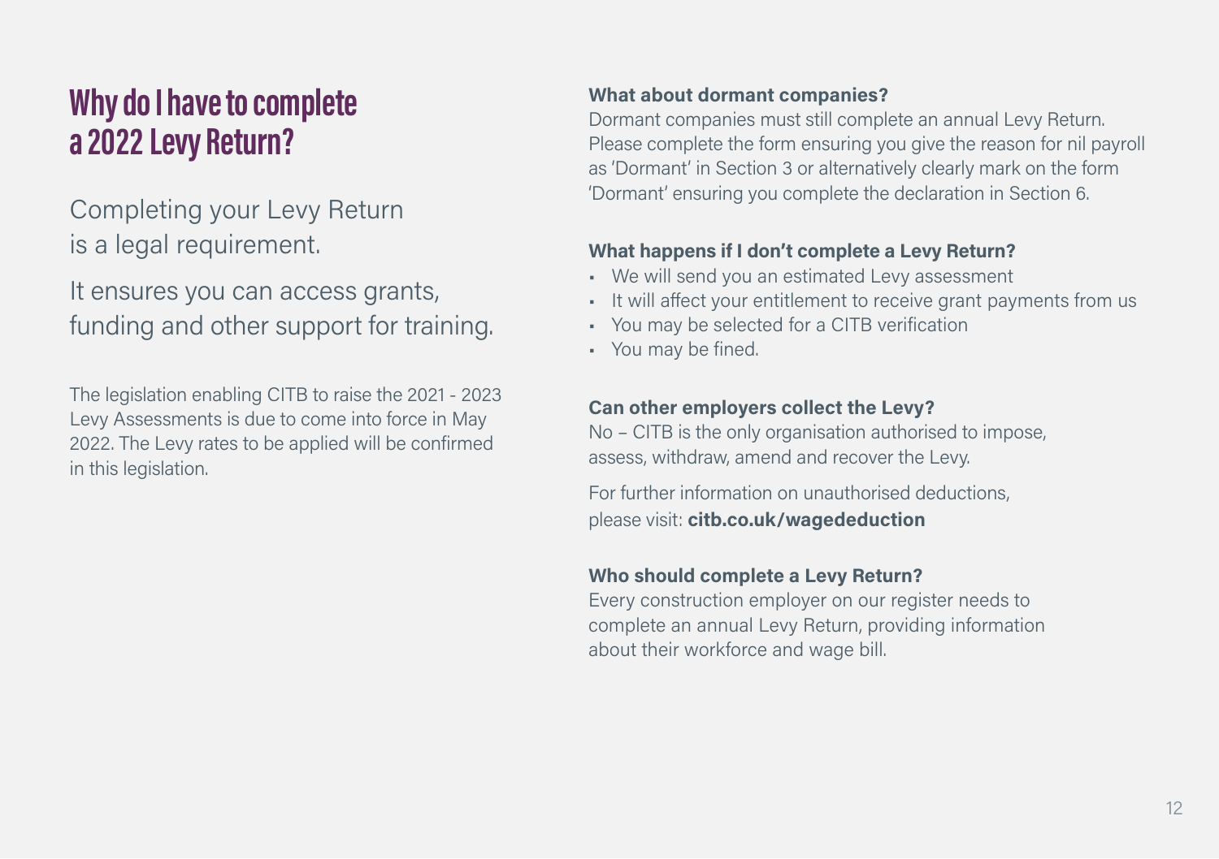# Why do I have to complete a 2022 Levy Return?

Completing your Levy Return is a legal requirement.

It ensures you can access grants, funding and other support for training.

The legislation enabling CITB to raise the 2021 - 2023 Levy Assessments is due to come into force in May 2022. The Levy rates to be applied will be confirmed in this legislation.

**What about dormant companies?**

Dormant companies must still complete an annual Levy Return. Please complete the form ensuring you give the reason for nil payroll as 'Dormant' in Section 3 or alternatively clearly mark on the form 'Dormant' ensuring you complete the declaration in Section 6.

**What happens if I don't complete a Levy Return?**

- We will send you an estimated Levy assessment
- It will affect your entitlement to receive grant payments from us
- You may be selected for a CITB verification
- You may be fined.

**Can other employers collect the Levy?**

No – CITB is the only organisation authorised to impose, assess, withdraw, amend and recover the Levy.

For further information on unauthorised deductions, please visit: **citb.co.uk/wagededuction**

**Who should complete a Levy Return?**

Every construction employer on our register needs to complete an annual Levy Return, providing information about their workforce and wage bill.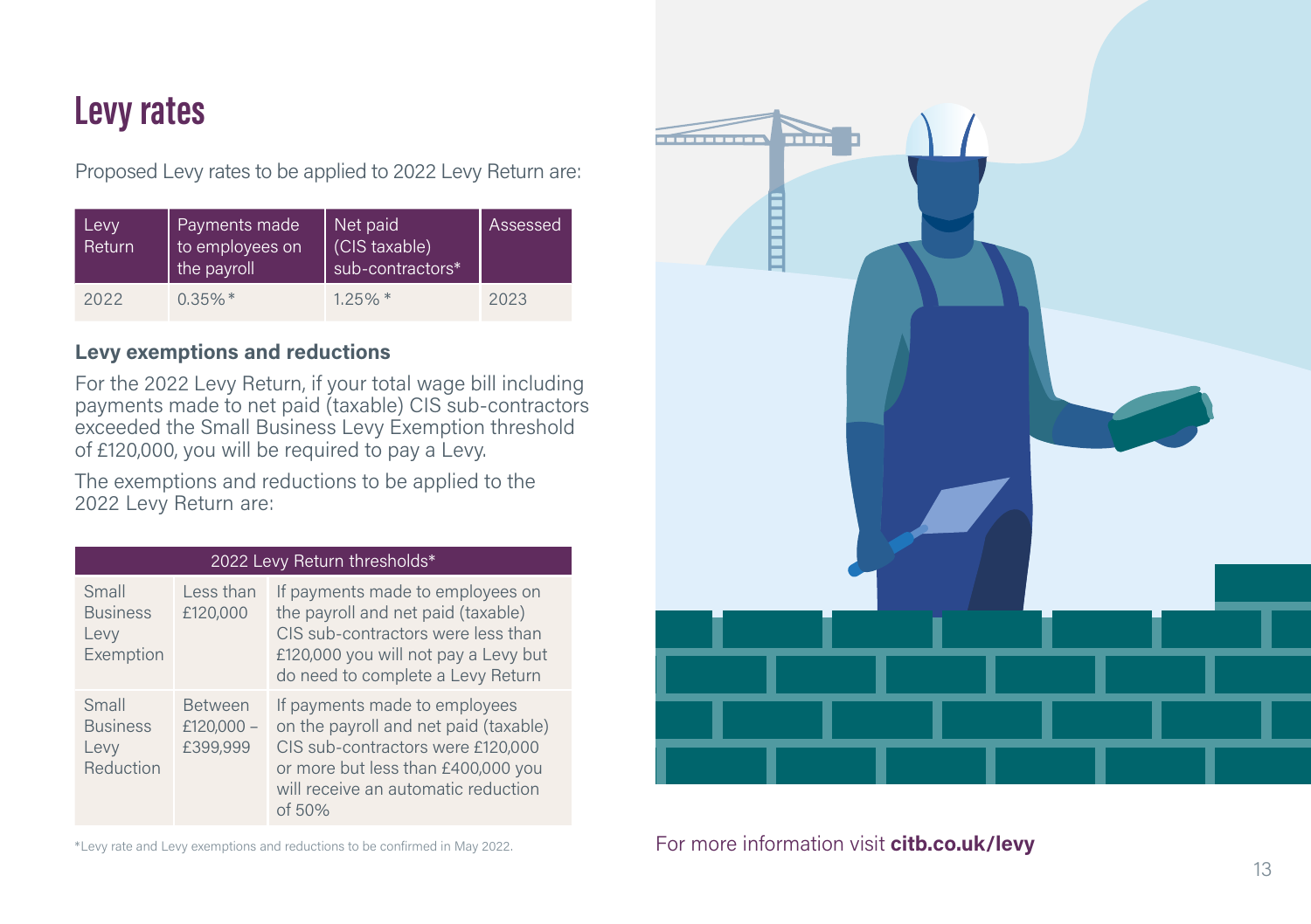# Levy rates

Proposed Levy rates to be applied to 2022 Levy Return are:

| Levy Return | Payments made to employees on the payroll | Net paid (CIS taxable) sub-contractors* | Assessed |
|---|---|---|---|
| 2022 | 0.35%* | 1.25%* | 2023 |

### Levy exemptions and reductions

For the 2022 Levy Return, if your total wage bill including payments made to net paid (taxable) CIS sub-contractors exceeded the Small Business Levy Exemption threshold of £120,000, you will be required to pay a Levy.

The exemptions and reductions to be applied to the 2022 Levy Return are:

| 2022 Levy Return thresholds* | | |
|---|---|---|
| Small Business Levy Exemption | Less than £120,000 | If payments made to employees on the payroll and net paid (taxable) CIS sub-contractors were less than £120,000 you will not pay a Levy but do need to complete a Levy Return |
| Small Business Levy Reduction | Between £120,000 – £399,999 | If payments made to employees on the payroll and net paid (taxable) CIS sub-contractors were £120,000 or more but less than £400,000 you will receive an automatic reduction of 50% |

*Levy rate and Levy exemptions and reductions to be confirmed in May 2022.

For more information visit **citb.co.uk/levy**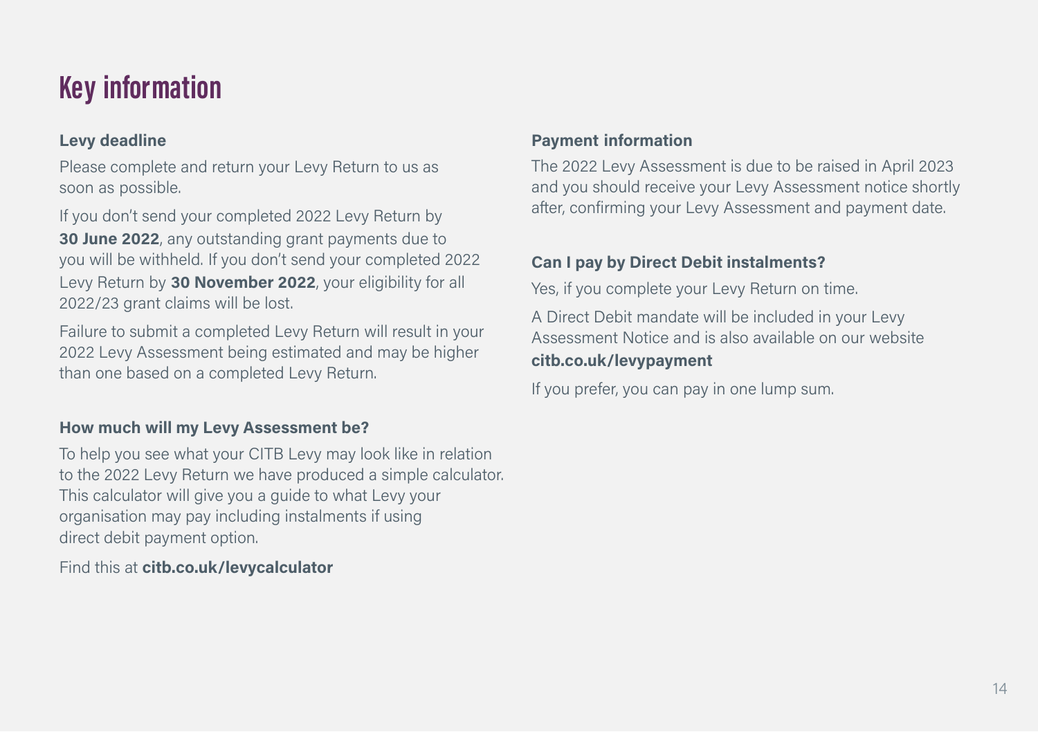# Key information

### Levy deadline

Please complete and return your Levy Return to us as soon as possible.

If you don't send your completed 2022 Levy Return by **30 June 2022**, any outstanding grant payments due to you will be withheld. If you don't send your completed 2022 Levy Return by **30 November 2022**, your eligibility for all 2022/23 grant claims will be lost.

Failure to submit a completed Levy Return will result in your 2022 Levy Assessment being estimated and may be higher than one based on a completed Levy Return.

### How much will my Levy Assessment be?

To help you see what your CITB Levy may look like in relation to the 2022 Levy Return we have produced a simple calculator. This calculator will give you a guide to what Levy your organisation may pay including instalments if using direct debit payment option.

Find this at **citb.co.uk/levycalculator**

### Payment information

The 2022 Levy Assessment is due to be raised in April 2023 and you should receive your Levy Assessment notice shortly after, confirming your Levy Assessment and payment date.

### Can I pay by Direct Debit instalments?

Yes, if you complete your Levy Return on time.

A Direct Debit mandate will be included in your Levy Assessment Notice and is also available on our website **citb.co.uk/levypayment**

If you prefer, you can pay in one lump sum.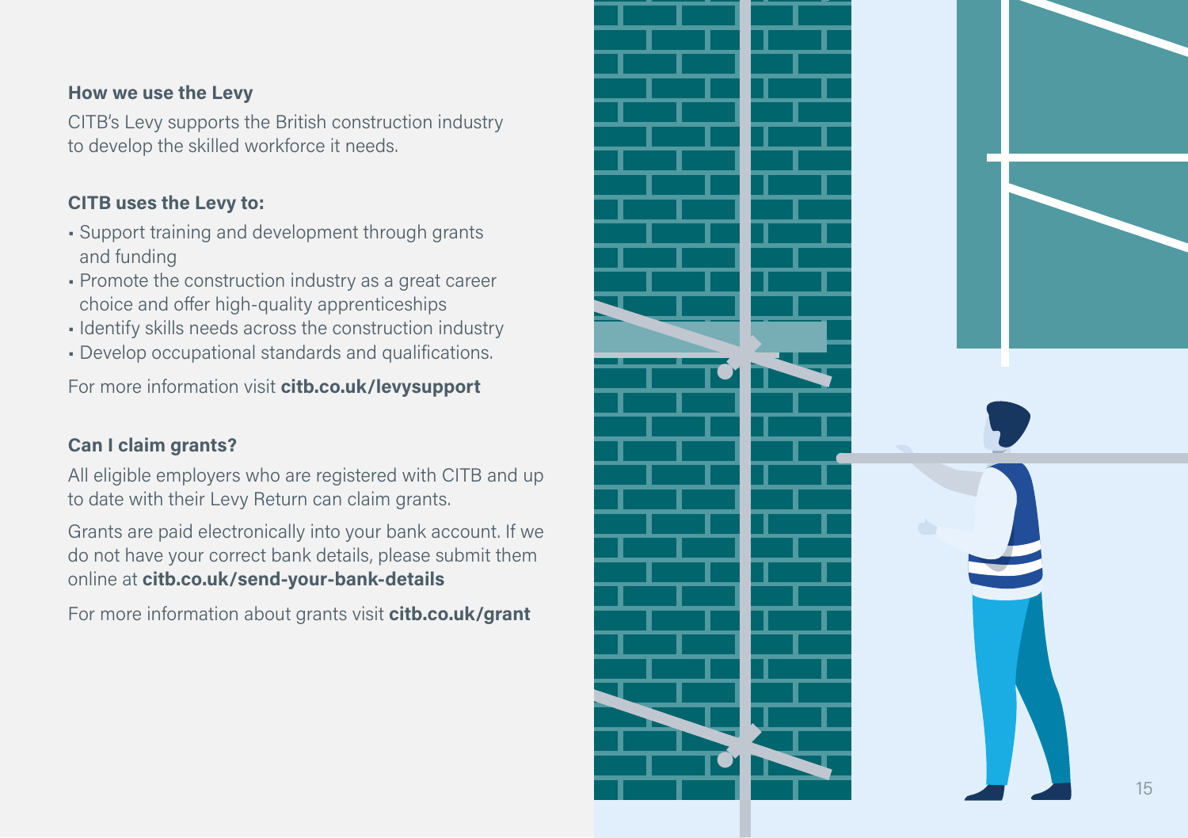## How we use the Levy

CITB's Levy supports the British construction industry to develop the skilled workforce it needs.

### CITB uses the Levy to:

- Support training and development through grants and funding
- Promote the construction industry as a great career choice and offer high-quality apprenticeships
- Identify skills needs across the construction industry
- Develop occupational standards and qualifications.

For more information visit **citb.co.uk/levysupport**

## Can I claim grants?

All eligible employers who are registered with CITB and up to date with their Levy Return can claim grants.

Grants are paid electronically into your bank account. If we do not have your correct bank details, please submit them online at **citb.co.uk/send-your-bank-details**

For more information about grants visit **citb.co.uk/grant**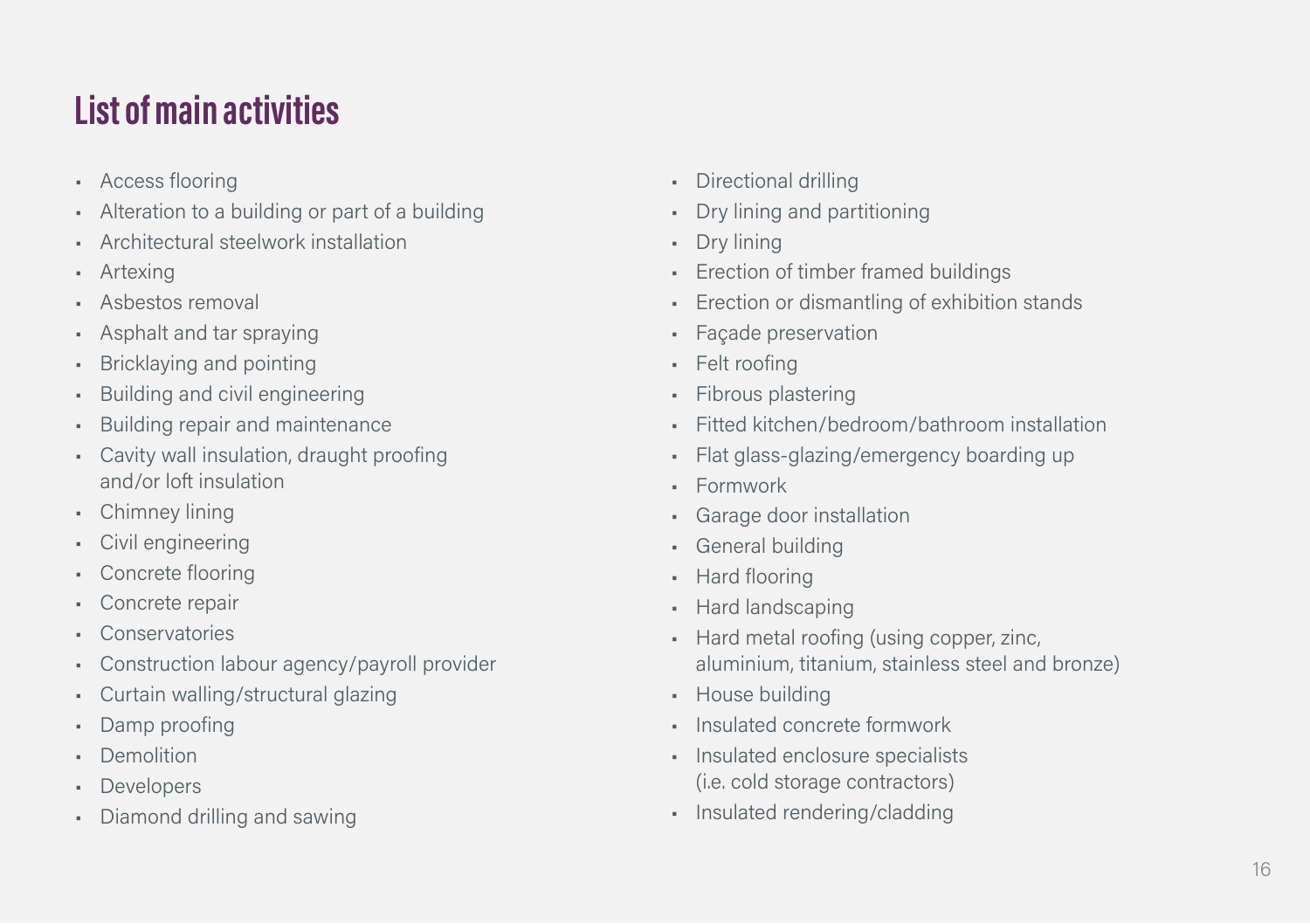## List of main activities

- Access flooring
- Alteration to a building or part of a building
- Architectural steelwork installation
- Artexing
- Asbestos removal
- Asphalt and tar spraying
- Bricklaying and pointing
- Building and civil engineering
- Building repair and maintenance
- Cavity wall insulation, draught proofing and/or loft insulation
- Chimney lining
- Civil engineering
- Concrete flooring
- Concrete repair
- Conservatories
- Construction labour agency/payroll provider
- Curtain walling/structural glazing
- Damp proofing
- Demolition
- Developers
- Diamond drilling and sawing
- Directional drilling
- Dry lining and partitioning
- Dry lining
- Erection of timber framed buildings
- Erection or dismantling of exhibition stands
- Façade preservation
- Felt roofing
- Fibrous plastering
- Fitted kitchen/bedroom/bathroom installation
- Flat glass-glazing/emergency boarding up
- Formwork
- Garage door installation
- General building
- Hard flooring
- Hard landscaping
- Hard metal roofing (using copper, zinc, aluminium, titanium, stainless steel and bronze)
- House building
- Insulated concrete formwork
- Insulated enclosure specialists (i.e. cold storage contractors)
- Insulated rendering/cladding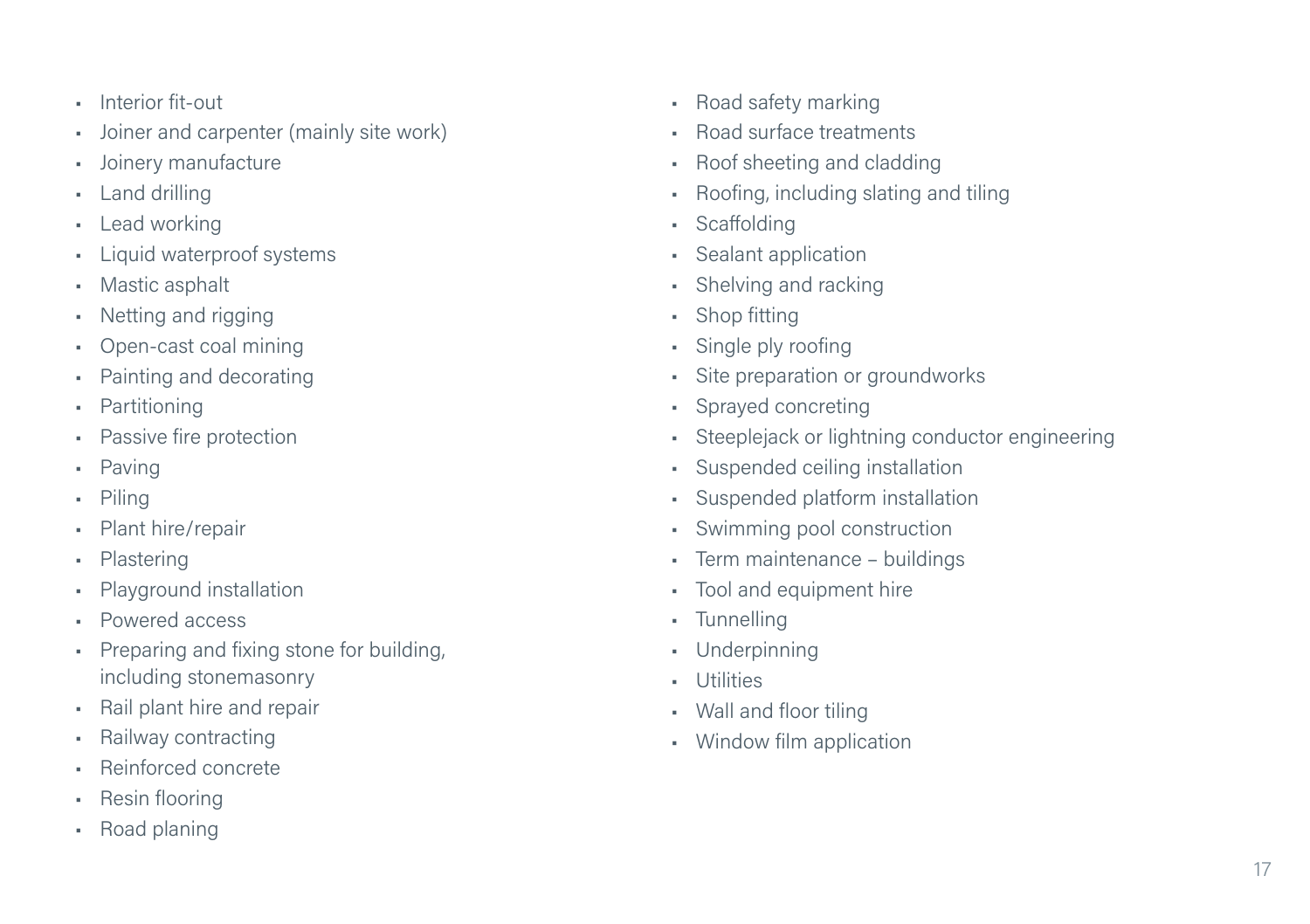- Interior fit-out
- Joiner and carpenter (mainly site work)
- Joinery manufacture
- Land drilling
- Lead working
- Liquid waterproof systems
- Mastic asphalt
- Netting and rigging
- Open-cast coal mining
- Painting and decorating
- Partitioning
- Passive fire protection
- Paving
- Piling
- Plant hire/repair
- Plastering
- Playground installation
- Powered access
- Preparing and fixing stone for building, including stonemasonry
- Rail plant hire and repair
- Railway contracting
- Reinforced concrete
- Resin flooring
- Road planing
- Road safety marking
- Road surface treatments
- Roof sheeting and cladding
- Roofing, including slating and tiling
- Scaffolding
- Sealant application
- Shelving and racking
- Shop fitting
- Single ply roofing
- Site preparation or groundworks
- Sprayed concreting
- Steeplejack or lightning conductor engineering
- Suspended ceiling installation
- Suspended platform installation
- Swimming pool construction
- Term maintenance – buildings
- Tool and equipment hire
- Tunnelling
- Underpinning
- Utilities
- Wall and floor tiling
- Window film application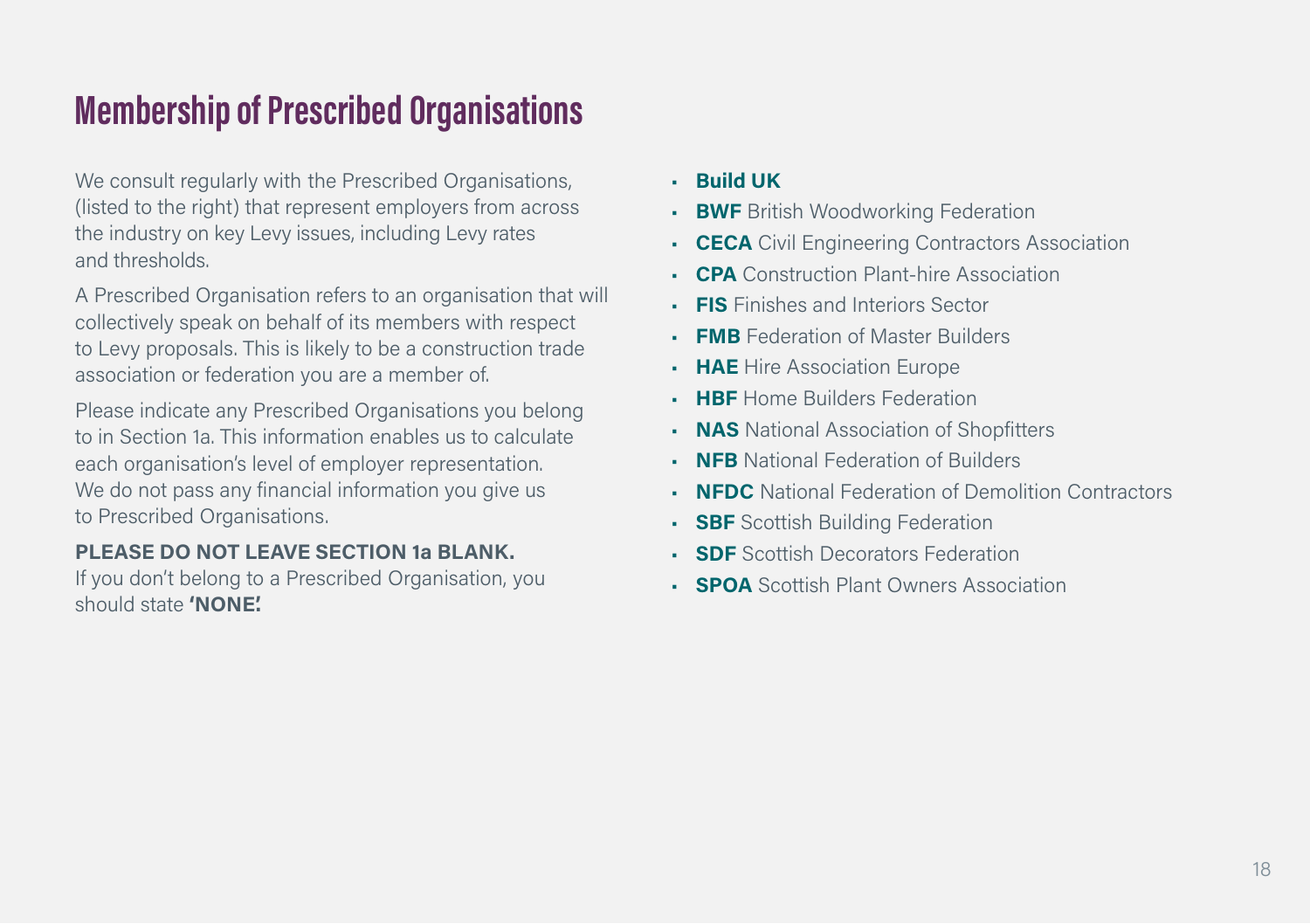# Membership of Prescribed Organisations

We consult regularly with the Prescribed Organisations, (listed to the right) that represent employers from across the industry on key Levy issues, including Levy rates and thresholds.

A Prescribed Organisation refers to an organisation that will collectively speak on behalf of its members with respect to Levy proposals. This is likely to be a construction trade association or federation you are a member of.

Please indicate any Prescribed Organisations you belong to in Section 1a. This information enables us to calculate each organisation's level of employer representation. We do not pass any financial information you give us to Prescribed Organisations.

**PLEASE DO NOT LEAVE SECTION 1a BLANK.**
If you don't belong to a Prescribed Organisation, you should state **'NONE'.**

- **Build UK**
- **BWF** British Woodworking Federation
- **CECA** Civil Engineering Contractors Association
- **CPA** Construction Plant-hire Association
- **FIS** Finishes and Interiors Sector
- **FMB** Federation of Master Builders
- **HAE** Hire Association Europe
- **HBF** Home Builders Federation
- **NAS** National Association of Shopfitters
- **NFB** National Federation of Builders
- **NFDC** National Federation of Demolition Contractors
- **SBF** Scottish Building Federation
- **SDF** Scottish Decorators Federation
- **SPOA** Scottish Plant Owners Association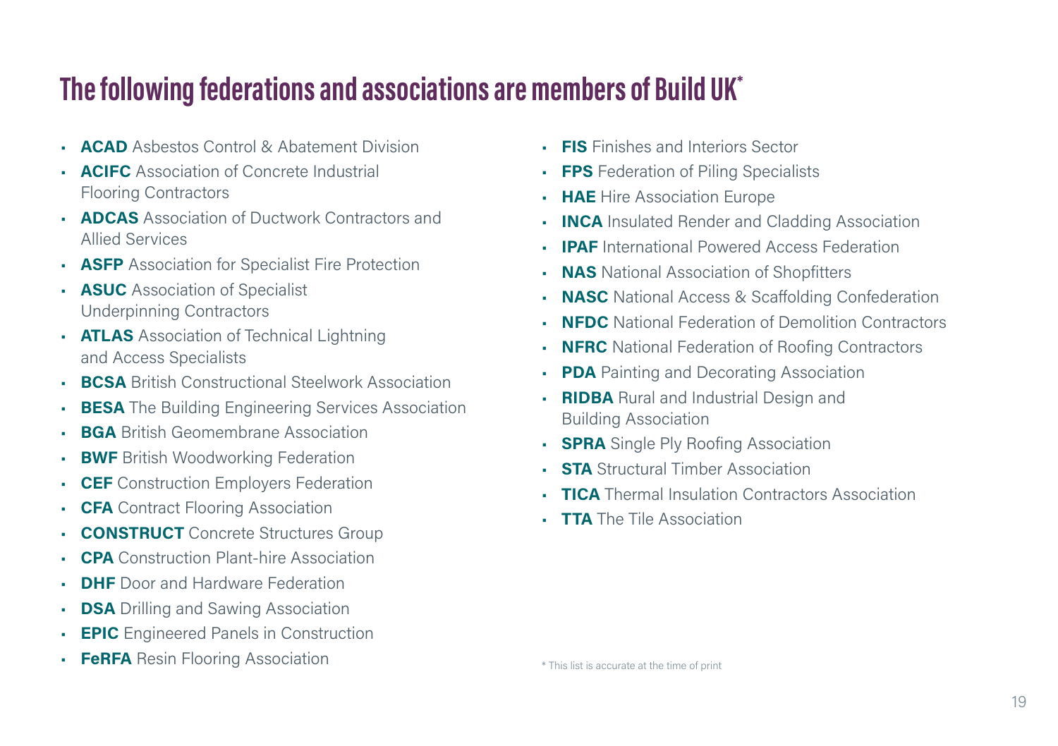# The following federations and associations are members of Build UK*

- **ACAD** Asbestos Control & Abatement Division
- **ACIFC** Association of Concrete Industrial Flooring Contractors
- **ADCAS** Association of Ductwork Contractors and Allied Services
- **ASFP** Association for Specialist Fire Protection
- **ASUC** Association of Specialist Underpinning Contractors
- **ATLAS** Association of Technical Lightning and Access Specialists
- **BCSA** British Constructional Steelwork Association
- **BESA** The Building Engineering Services Association
- **BGA** British Geomembrane Association
- **BWF** British Woodworking Federation
- **CEF** Construction Employers Federation
- **CFA** Contract Flooring Association
- **CONSTRUCT** Concrete Structures Group
- **CPA** Construction Plant-hire Association
- **DHF** Door and Hardware Federation
- **DSA** Drilling and Sawing Association
- **EPIC** Engineered Panels in Construction
- **FeRFA** Resin Flooring Association
- **FIS** Finishes and Interiors Sector
- **FPS** Federation of Piling Specialists
- **HAE** Hire Association Europe
- **INCA** Insulated Render and Cladding Association
- **IPAF** International Powered Access Federation
- **NAS** National Association of Shopfitters
- **NASC** National Access & Scaffolding Confederation
- **NFDC** National Federation of Demolition Contractors
- **NFRC** National Federation of Roofing Contractors
- **PDA** Painting and Decorating Association
- **RIDBA** Rural and Industrial Design and Building Association
- **SPRA** Single Ply Roofing Association
- **STA** Structural Timber Association
- **TICA** Thermal Insulation Contractors Association
- **TTA** The Tile Association

* This list is accurate at the time of print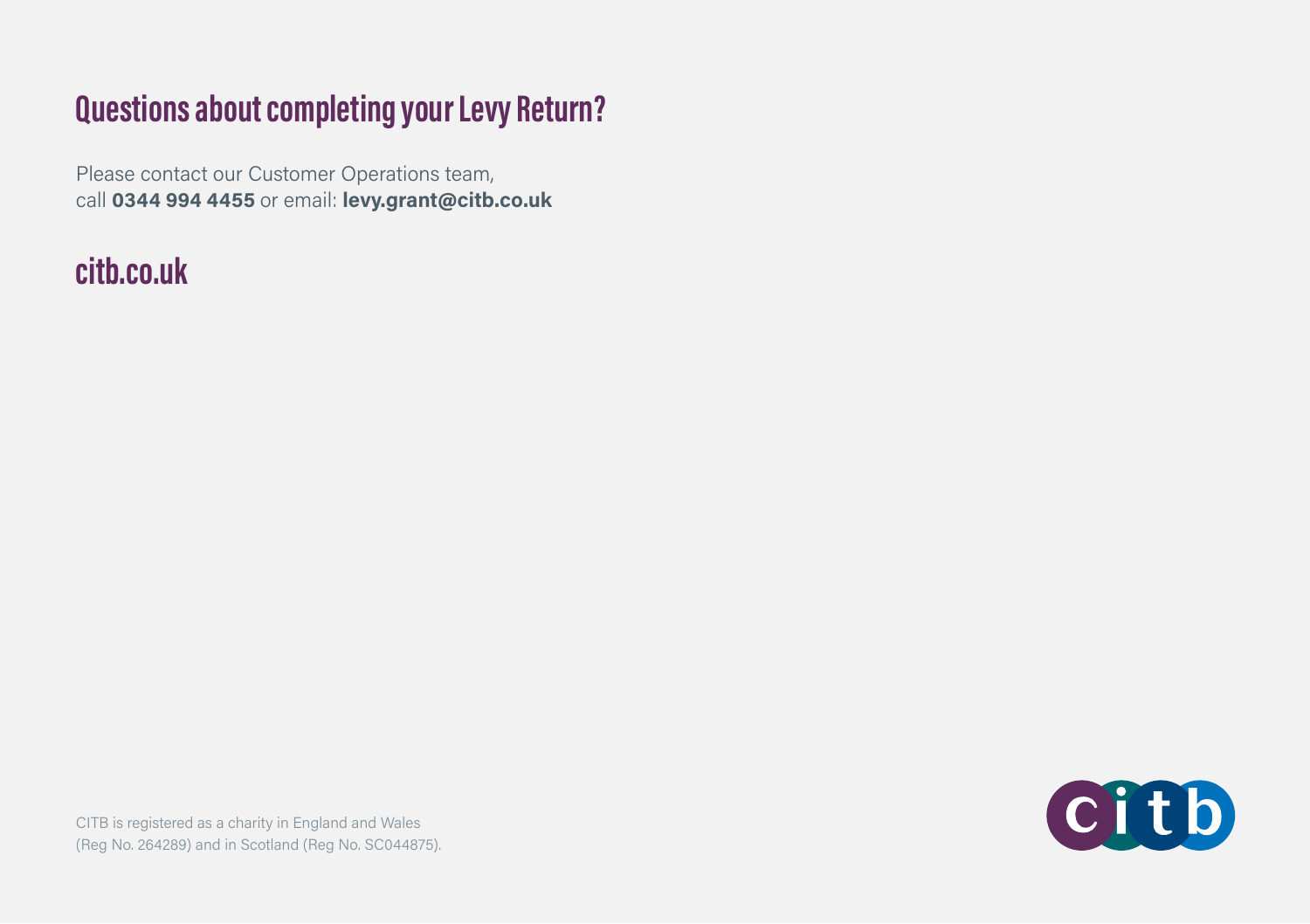## Questions about completing your Levy Return?

Please contact our Customer Operations team, call **0344 994 4455** or email: **levy.grant@citb.co.uk**

## citb.co.uk

CITB is registered as a charity in England and Wales (Reg No. 264289) and in Scotland (Reg No. SC044875).